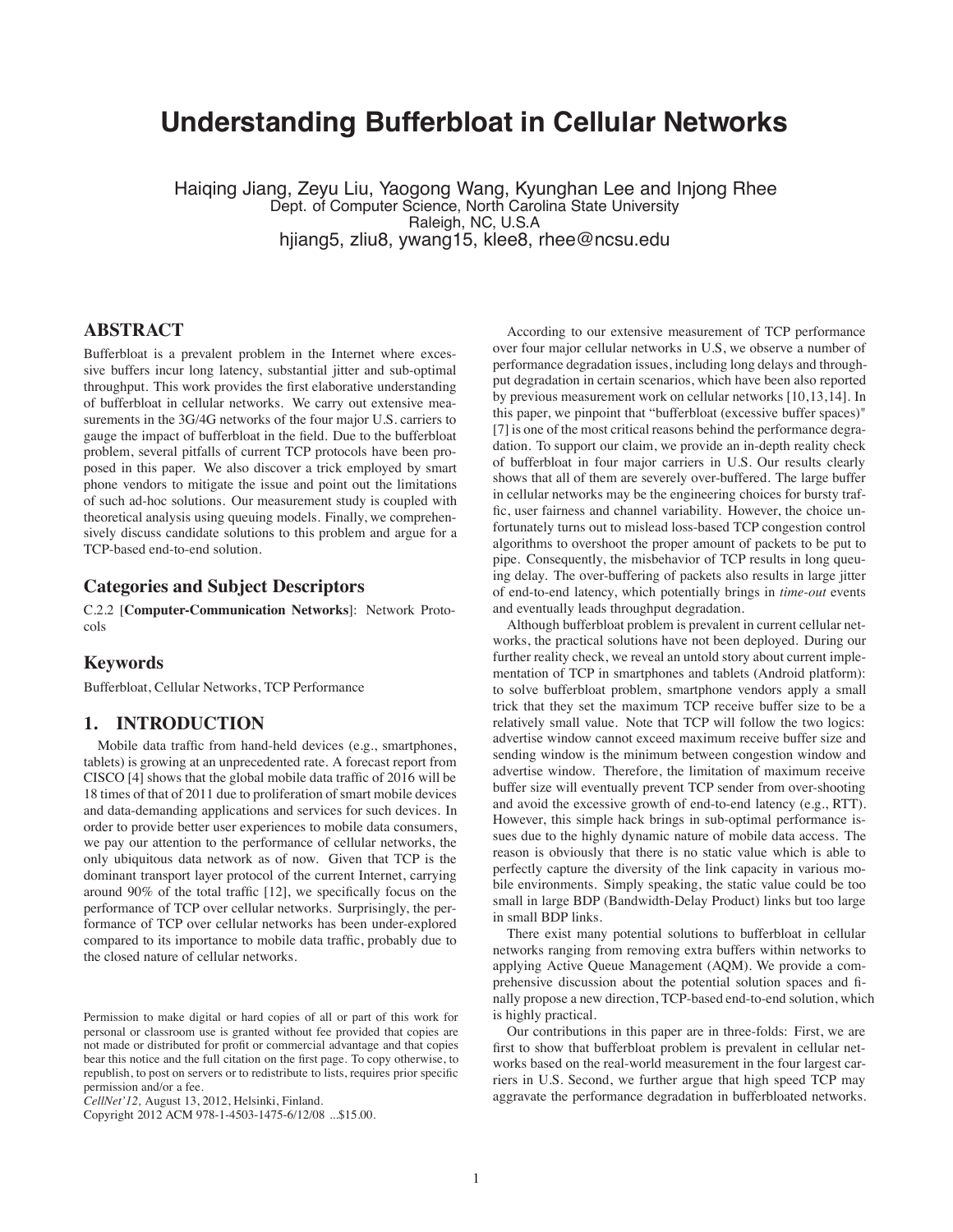# Understanding Bufferbloat in Cellular Networks

Haiqing Jiang, Zeyu Liu, Yaogong Wang, Kyunghan Lee and Injong Rhee
Dept. of Computer Science, North Carolina State University
Raleigh, NC, U.S.A
hjiang5, zliu8, ywang15, klee8, rhee@ncsu.edu

## ABSTRACT

Bufferbloat is a prevalent problem in the Internet where excessive buffers incur long latency, substantial jitter and sub-optimal throughput. This work provides the first elaborative understanding of bufferbloat in cellular networks. We carry out extensive measurements in the 3G/4G networks of the four major U.S. carriers to gauge the impact of bufferbloat in the field. Due to the bufferbloat problem, several pitfalls of current TCP protocols have been proposed in this paper. We also discover a trick employed by smart phone vendors to mitigate the issue and point out the limitations of such ad-hoc solutions. Our measurement study is coupled with theoretical analysis using queuing models. Finally, we comprehensively discuss candidate solutions to this problem and argue for a TCP-based end-to-end solution.

### Categories and Subject Descriptors

C.2.2 [**Computer-Communication Networks**]: Network Protocols

### Keywords

Bufferbloat, Cellular Networks, TCP Performance

## 1. INTRODUCTION

Mobile data traffic from hand-held devices (e.g., smartphones, tablets) is growing at an unprecedented rate. A forecast report from CISCO [4] shows that the global mobile data traffic of 2016 will be 18 times of that of 2011 due to proliferation of smart mobile devices and data-demanding applications and services for such devices. In order to provide better user experiences to mobile data consumers, we pay our attention to the performance of cellular networks, the only ubiquitous data network as of now. Given that TCP is the dominant transport layer protocol of the current Internet, carrying around 90% of the total traffic [12], we specifically focus on the performance of TCP over cellular networks. Surprisingly, the performance of TCP over cellular networks has been under-explored compared to its importance to mobile data traffic, probably due to the closed nature of cellular networks.

According to our extensive measurement of TCP performance over four major cellular networks in U.S, we observe a number of performance degradation issues, including long delays and throughput degradation in certain scenarios, which have been also reported by previous measurement work on cellular networks [10,13,14]. In this paper, we pinpoint that "bufferbloat (excessive buffer spaces)" [7] is one of the most critical reasons behind the performance degradation. To support our claim, we provide an in-depth reality check of bufferbloat in four major carriers in U.S. Our results clearly shows that all of them are severely over-buffered. The large buffer in cellular networks may be the engineering choices for bursty traffic, user fairness and channel variability. However, the choice unfortunately turns out to mislead loss-based TCP congestion control algorithms to overshoot the proper amount of packets to be put to pipe. Consequently, the misbehavior of TCP results in long queuing delay. The over-buffering of packets also results in large jitter of end-to-end latency, which potentially brings in *time-out* events and eventually leads throughput degradation.

Although bufferbloat problem is prevalent in current cellular networks, the practical solutions have not been deployed. During our further reality check, we reveal an untold story about current implementation of TCP in smartphones and tablets (Android platform): to solve bufferbloat problem, smartphone vendors apply a small trick that they set the maximum TCP receive buffer size to be a relatively small value. Note that TCP will follow the two logics: advertise window cannot exceed maximum receive buffer size and sending window is the minimum between congestion window and advertise window. Therefore, the limitation of maximum receive buffer size will eventually prevent TCP sender from over-shooting and avoid the excessive growth of end-to-end latency (e.g., RTT). However, this simple hack brings in sub-optimal performance issues due to the highly dynamic nature of mobile data access. The reason is obviously that there is no static value which is able to perfectly capture the diversity of the link capacity in various mobile environments. Simply speaking, the static value could be too small in large BDP (Bandwidth-Delay Product) links but too large in small BDP links.

There exist many potential solutions to bufferbloat in cellular networks ranging from removing extra buffers within networks to applying Active Queue Management (AQM). We provide a comprehensive discussion about the potential solution spaces and finally propose a new direction, TCP-based end-to-end solution, which is highly practical.

Our contributions in this paper are in three-folds: First, we are first to show that bufferbloat problem is prevalent in cellular networks based on the real-world measurement in the four largest carriers in U.S. Second, we further argue that high speed TCP may aggravate the performance degradation in bufferbloated networks.

Permission to make digital or hard copies of all or part of this work for personal or classroom use is granted without fee provided that copies are not made or distributed for profit or commercial advantage and that copies bear this notice and the full citation on the first page. To copy otherwise, to republish, to post on servers or to redistribute to lists, requires prior specific permission and/or a fee.
*CellNet'12,* August 13, 2012, Helsinki, Finland.
Copyright 2012 ACM 978-1-4503-1475-6/12/08 ...$15.00.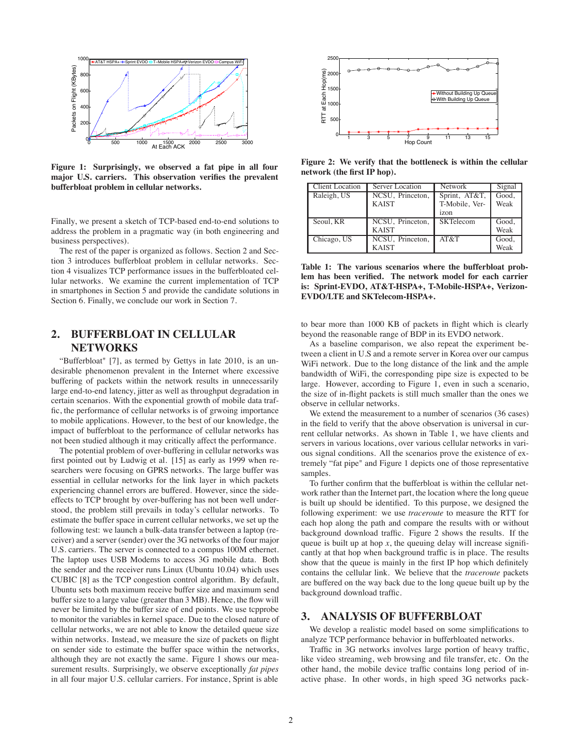**Figure 1: Surprisingly, we observed a fat pipe in all four major U.S. carriers. This observation verifies the prevalent bufferbloat problem in cellular networks.**

Finally, we present a sketch of TCP-based end-to-end solutions to address the problem in a pragmatic way (in both engineering and business perspectives).

The rest of the paper is organized as follows. Section 2 and Section 3 introduces bufferbloat problem in cellular networks. Section 4 visualizes TCP performance issues in the bufferbloated cellular networks. We examine the current implementation of TCP in smartphones in Section 5 and provide the candidate solutions in Section 6. Finally, we conclude our work in Section 7.

## 2. BUFFERBLOAT IN CELLULAR NETWORKS

"Bufferbloat" [7], as termed by Gettys in late 2010, is an undesirable phenomenon prevalent in the Internet where excessive buffering of packets within the network results in unnecessarily large end-to-end latency, jitter as well as throughput degradation in certain scenarios. With the exponential growth of mobile data traffic, the performance of cellular networks is of grwoing importance to mobile applications. However, to the best of our knowledge, the impact of bufferbloat to the performance of cellular networks has not been studied although it may critically affect the performance.

The potential problem of over-buffering in cellular networks was first pointed out by Ludwig et al. [15] as early as 1999 when researchers were focusing on GPRS networks. The large buffer was essential in cellular networks for the link layer in which packets experiencing channel errors are buffered. However, since the side-effects to TCP brought by over-buffering has not been well understood, the problem still prevails in today's cellular networks. To estimate the buffer space in current cellular networks, we set up the following test: we launch a bulk-data transfer between a laptop (receiver) and a server (sender) over the 3G networks of the four major U.S. carriers. The server is connected to a compus 100M ethernet. The laptop uses USB Modems to access 3G mobile data. Both the sender and the receiver runs Linux (Ubuntu 10.04) which uses CUBIC [8] as the TCP congestion control algorithm. By default, Ubuntu sets both maximum receive buffer size and maximum send buffer size to a large value (greater than 3 MB). Hence, the flow will never be limited by the buffer size of end points. We use tcpprobe to monitor the variables in kernel space. Due to the closed nature of cellular networks, we are not able to know the detailed queue size within networks. Instead, we measure the size of packets on flight on sender side to estimate the buffer space within the networks, although they are not exactly the same. Figure 1 shows our measurement results. Surprisingly, we observe exceptionally *fat pipes* in all four major U.S. cellular carriers. For instance, Sprint is able to bear more than 1000 KB of packets in flight which is clearly beyond the reasonable range of BDP in its EVDO network.

**Figure 2: We verify that the bottleneck is within the cellular network (the first IP hop).**

| Client Location | Server Location | Network | Signal |
|---|---|---|---|
| Raleigh, US | NCSU, Princeton, KAIST | Sprint, AT&T, T-Mobile, Verizon | Good, Weak |
| Seoul, KR | NCSU, Princeton, KAIST | SKTelecom | Good, Weak |
| Chicago, US | NCSU, Princeton, KAIST | AT&T | Good, Weak |

**Table 1: The various scenarios where the bufferbloat problem has been verified. The network model for each carrier is: Sprint-EVDO, AT&T-HSPA+, T-Mobile-HSPA+, Verizon-EVDO/LTE and SKTelecom-HSPA+.**

As a baseline comparison, we also repeat the experiment between a client in U.S and a remote server in Korea over our campus WiFi network. Due to the long distance of the link and the ample bandwidth of WiFi, the corresponding pipe size is expected to be large. However, according to Figure 1, even in such a scenario, the size of in-flight packets is still much smaller than the ones we observe in cellular networks.

We extend the measurement to a number of scenarios (36 cases) in the field to verify that the above observation is universal in current cellular networks. As shown in Table 1, we have clients and servers in various locations, over various cellular networks in various signal conditions. All the scenarios prove the existence of extremely "fat pipe" and Figure 1 depicts one of those representative samples.

To further confirm that the bufferbloat is within the cellular network rather than the Internet part, the location where the long queue is built up should be identified. To this purpose, we designed the following experiment: we use *traceroute* to measure the RTT for each hop along the path and compare the results with or without background download traffic. Figure 2 shows the results. If the queue is built up at hop $x$, the queuing delay will increase significantly at that hop when background traffic is in place. The results show that the queue is mainly in the first IP hop which definitely contains the cellular link. We believe that the *traceroute* packets are buffered on the way back due to the long queue built up by the background download traffic.

## 3. ANALYSIS OF BUFFERBLOAT

We develop a realistic model based on some simplifications to analyze TCP performance behavior in bufferbloated networks.

Traffic in 3G networks involves large portion of heavy traffic, like video streaming, web browsing and file transfer, etc. On the other hand, the mobile device traffic contains long period of inactive phase. In other words, in high speed 3G networks pack-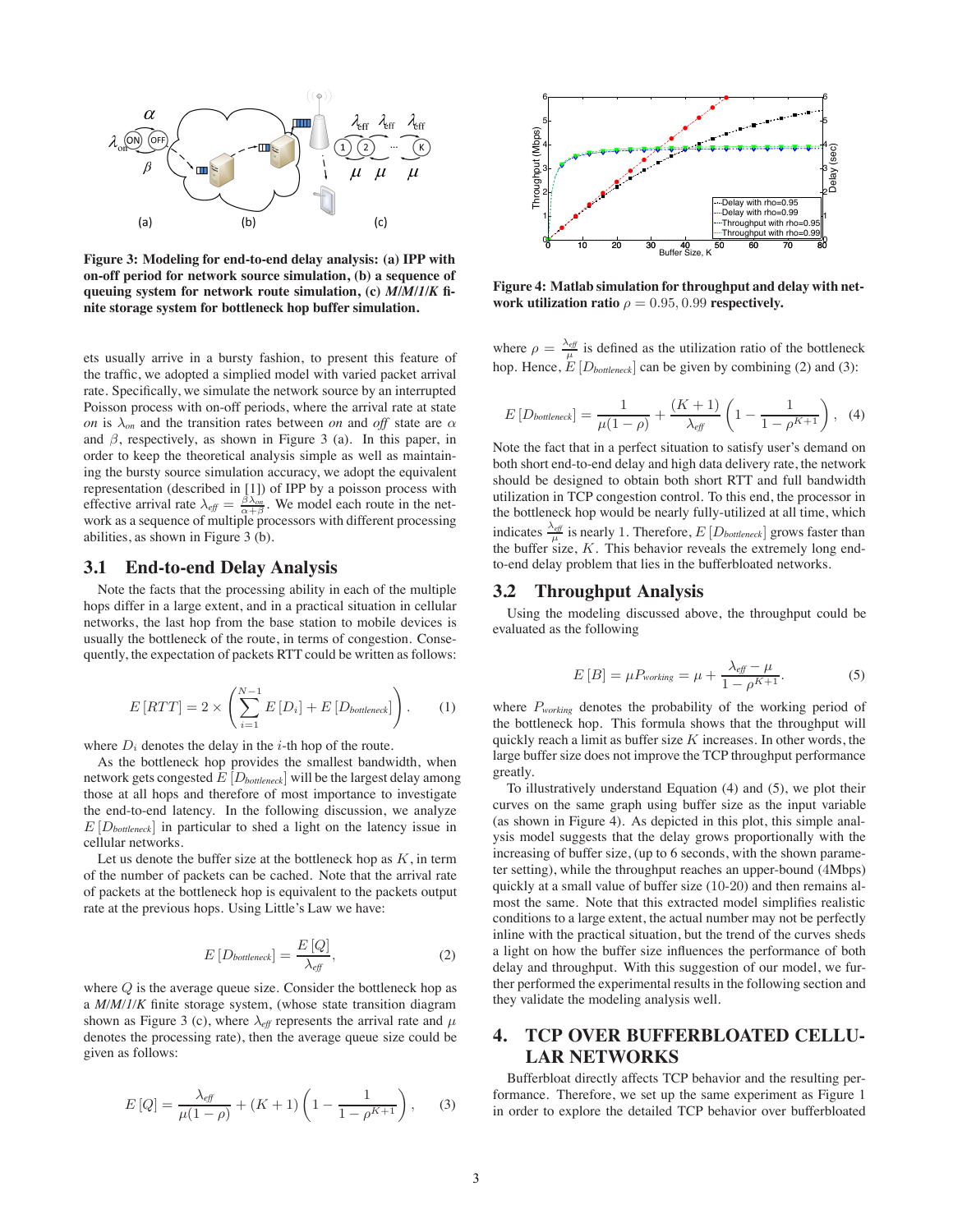Figure 3: Modeling for end-to-end delay analysis: (a) IPP with on-off period for network source simulation, (b) a sequence of queuing system for network route simulation, (c) *M/M/1/K* finite storage system for bottleneck hop buffer simulation.

ets usually arrive in a bursty fashion, to present this feature of the traffic, we adopted a simplied model with varied packet arrival rate. Specifically, we simulate the network source by an interrupted Poisson process with on-off periods, where the arrival rate at state *on* is $\lambda_{on}$ and the transition rates between *on* and *off* state are $\alpha$ and $\beta$, respectively, as shown in Figure 3 (a). In this paper, in order to keep the theoretical analysis simple as well as maintaining the bursty source simulation accuracy, we adopt the equivalent representation (described in [1]) of IPP by a poisson process with effective arrival rate $\lambda_{eff} = \frac{\beta\lambda_{on}}{\alpha+\beta}$. We model each route in the network as a sequence of multiple processors with different processing abilities, as shown in Figure 3 (b).

## 3.1 End-to-end Delay Analysis

Note the facts that the processing ability in each of the multiple hops differ in a large extent, and in a practical situation in cellular networks, the last hop from the base station to mobile devices is usually the bottleneck of the route, in terms of congestion. Consequently, the expectation of packets RTT could be written as follows:

$$E[RTT] = 2 \times \left( \sum_{i=1}^{N-1} E[D_i] + E[D_{bottleneck}] \right). \quad (1)$$

where $D_i$ denotes the delay in the $i$-th hop of the route.

As the bottleneck hop provides the smallest bandwidth, when network gets congested $E[D_{bottleneck}]$ will be the largest delay among those at all hops and therefore of most importance to investigate the end-to-end latency. In the following discussion, we analyze $E[D_{bottleneck}]$ in particular to shed a light on the latency issue in cellular networks.

Let us denote the buffer size at the bottleneck hop as $K$, in term of the number of packets can be cached. Note that the arrival rate of packets at the bottleneck hop is equivalent to the packets output rate at the previous hops. Using Little's Law we have:

$$E[D_{bottleneck}] = \frac{E[Q]}{\lambda_{eff}}, \quad (2)$$

where $Q$ is the average queue size. Consider the bottleneck hop as a *M/M/1/K* finite storage system, (whose state transition diagram shown as Figure 3 (c), where $\lambda_{eff}$ represents the arrival rate and $\mu$ denotes the processing rate), then the average queue size could be given as follows:

$$E[Q] = \frac{\lambda_{eff}}{\mu(1-\rho)} + (K+1)\left(1 - \frac{1}{1-\rho^{K+1}}\right), \quad (3)$$

Figure 4: Matlab simulation for throughput and delay with network utilization ratio $\rho = 0.95, 0.99$ respectively.

where $\rho = \frac{\lambda_{eff}}{\mu}$ is defined as the utilization ratio of the bottleneck hop. Hence, $E[D_{bottleneck}]$ can be given by combining (2) and (3):

$$E[D_{bottleneck}] = \frac{1}{\mu(1-\rho)} + \frac{(K+1)}{\lambda_{eff}}\left(1 - \frac{1}{1-\rho^{K+1}}\right), \quad (4)$$

Note the fact that in a perfect situation to satisfy user's demand on both short end-to-end delay and high data delivery rate, the network should be designed to obtain both short RTT and full bandwidth utilization in TCP congestion control. To this end, the processor in the bottleneck hop would be nearly fully-utilized at all time, which indicates $\frac{\lambda_{eff}}{\mu}$ is nearly 1. Therefore, $E[D_{bottleneck}]$ grows faster than the buffer size, $K$. This behavior reveals the extremely long end-to-end delay problem that lies in the bufferbloated networks.

## 3.2 Throughput Analysis

Using the modeling discussed above, the throughput could be evaluated as the following

$$E[B] = \mu P_{working} = \mu + \frac{\lambda_{eff} - \mu}{1-\rho^{K+1}}. \quad (5)$$

where $P_{working}$ denotes the probability of the working period of the bottleneck hop. This formula shows that the throughput will quickly reach a limit as buffer size $K$ increases. In other words, the large buffer size does not improve the TCP throughput performance greatly.

To illustratively understand Equation (4) and (5), we plot their curves on the same graph using buffer size as the input variable (as shown in Figure 4). As depicted in this plot, this simple analysis model suggests that the delay grows proportionally with the increasing of buffer size, (up to 6 seconds, with the shown parameter setting), while the throughput reaches an upper-bound (4Mbps) quickly at a small value of buffer size (10-20) and then remains almost the same. Note that this extracted model simplifies realistic conditions to a large extent, the actual number may not be perfectly inline with the practical situation, but the trend of the curves sheds a light on how the buffer size influences the performance of both delay and throughput. With this suggestion of our model, we further performed the experimental results in the following section and they validate the modeling analysis well.

# 4. TCP OVER BUFFERBLOATED CELLULAR NETWORKS

Bufferbloat directly affects TCP behavior and the resulting performance. Therefore, we set up the same experiment as Figure 1 in order to explore the detailed TCP behavior over bufferbloated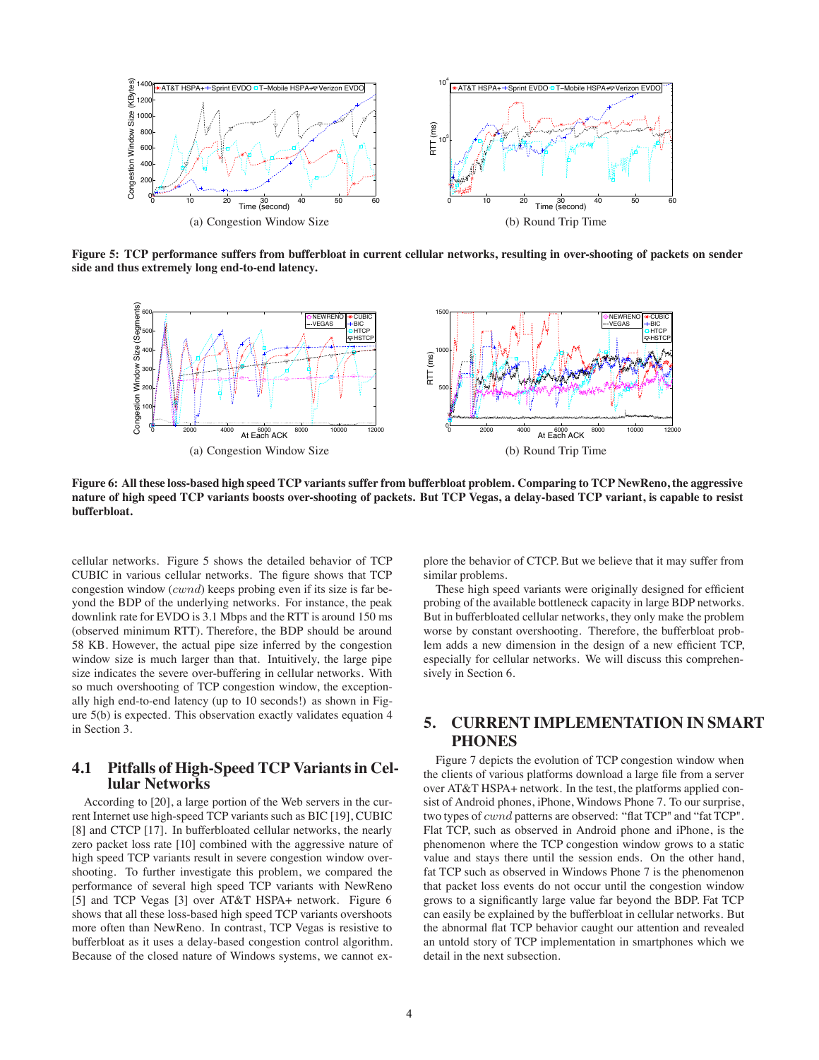(a) Congestion Window Size

(b) Round Trip Time

**Figure 5: TCP performance suffers from bufferbloat in current cellular networks, resulting in over-shooting of packets on sender side and thus extremely long end-to-end latency.**

(a) Congestion Window Size

(b) Round Trip Time

**Figure 6: All these loss-based high speed TCP variants suffer from bufferbloat problem. Comparing to TCP NewReno, the aggressive nature of high speed TCP variants boosts over-shooting of packets. But TCP Vegas, a delay-based TCP variant, is capable to resist bufferbloat.**

cellular networks. Figure 5 shows the detailed behavior of TCP CUBIC in various cellular networks. The figure shows that TCP congestion window ($cwnd$) keeps probing even if its size is far beyond the BDP of the underlying networks. For instance, the peak downlink rate for EVDO is 3.1 Mbps and the RTT is around 150 ms (observed minimum RTT). Therefore, the BDP should be around 58 KB. However, the actual pipe size inferred by the congestion window size is much larger than that. Intuitively, the large pipe size indicates the severe over-buffering in cellular networks. With so much overshooting of TCP congestion window, the exceptionally high end-to-end latency (up to 10 seconds!) as shown in Figure 5(b) is expected. This observation exactly validates equation 4 in Section 3.

### 4.1 Pitfalls of High-Speed TCP Variants in Cellular Networks

According to [20], a large portion of the Web servers in the current Internet use high-speed TCP variants such as BIC [19], CUBIC [8] and CTCP [17]. In bufferbloated cellular networks, the nearly zero packet loss rate [10] combined with the aggressive nature of high speed TCP variants result in severe congestion window overshooting. To further investigate this problem, we compared the performance of several high speed TCP variants with NewReno [5] and TCP Vegas [3] over AT&T HSPA+ network. Figure 6 shows that all these loss-based high speed TCP variants overshoots more often than NewReno. In contrast, TCP Vegas is resistive to bufferbloat as it uses a delay-based congestion control algorithm. Because of the closed nature of Windows systems, we cannot explore the behavior of CTCP. But we believe that it may suffer from similar problems.

These high speed variants were originally designed for efficient probing of the available bottleneck capacity in large BDP networks. But in bufferbloated cellular networks, they only make the problem worse by constant overshooting. Therefore, the bufferbloat problem adds a new dimension in the design of a new efficient TCP, especially for cellular networks. We will discuss this comprehensively in Section 6.

## 5. CURRENT IMPLEMENTATION IN SMART PHONES

Figure 7 depicts the evolution of TCP congestion window when the clients of various platforms download a large file from a server over AT&T HSPA+ network. In the test, the platforms applied consist of Android phones, iPhone, Windows Phone 7. To our surprise, two types of $cwnd$ patterns are observed: "flat TCP" and "fat TCP". Flat TCP, such as observed in Android phone and iPhone, is the phenomenon where the TCP congestion window grows to a static value and stays there until the session ends. On the other hand, fat TCP such as observed in Windows Phone 7 is the phenomenon that packet loss events do not occur until the congestion window grows to a significantly large value far beyond the BDP. Fat TCP can easily be explained by the bufferbloat in cellular networks. But the abnormal flat TCP behavior caught our attention and revealed an untold story of TCP implementation in smartphones which we detail in the next subsection.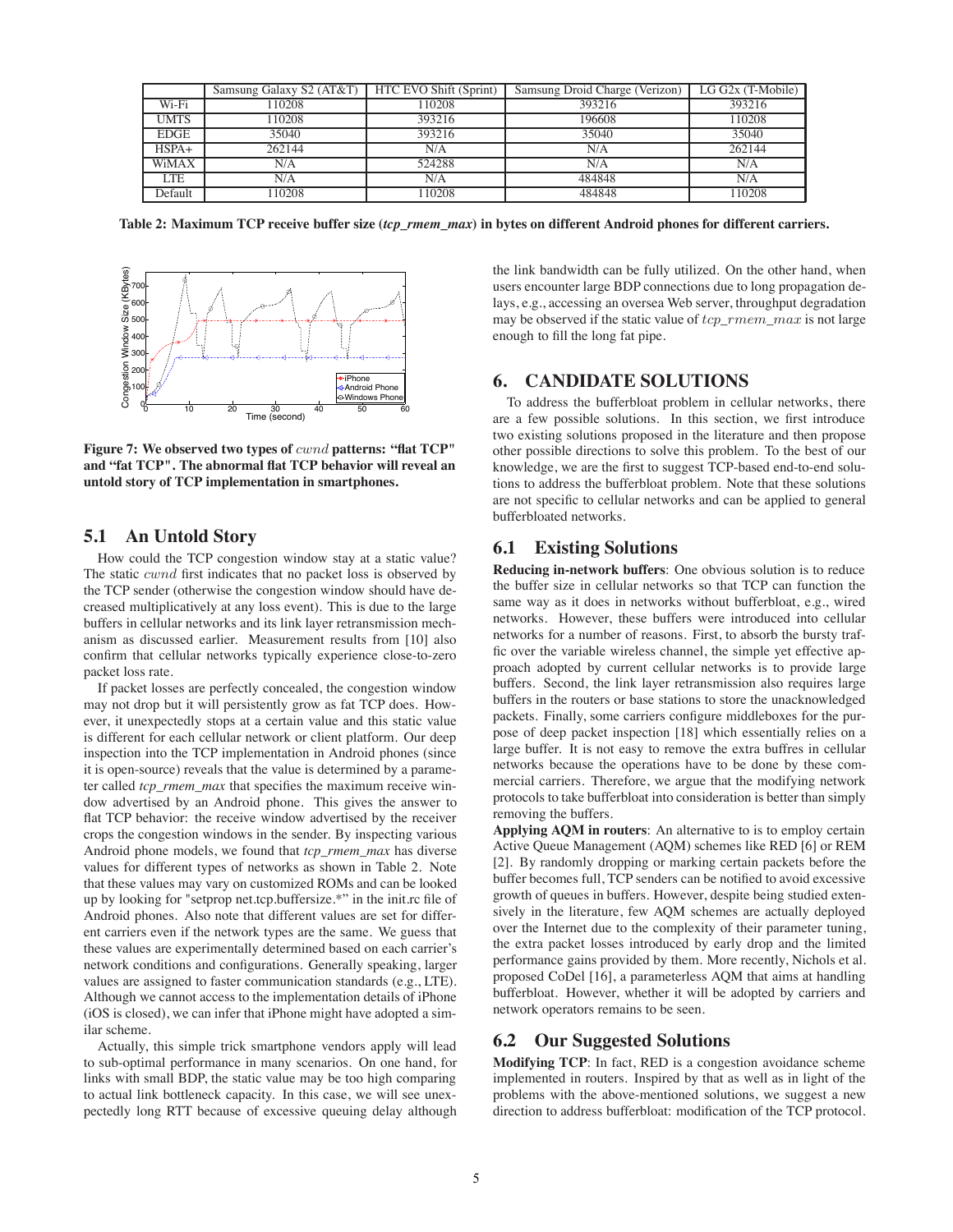|  | Samsung Galaxy S2 (AT&T) | HTC EVO Shift (Sprint) | Samsung Droid Charge (Verizon) | LG G2x (T-Mobile) |
|---|---|---|---|---|
| Wi-Fi | 110208 | 110208 | 393216 | 393216 |
| UMTS | 110208 | 393216 | 196608 | 110208 |
| EDGE | 35040 | 393216 | 35040 | 35040 |
| HSPA+ | 262144 | N/A | N/A | 262144 |
| WiMAX | N/A | 524288 | N/A | N/A |
| LTE | N/A | N/A | 484848 | N/A |
| Default | 110208 | 110208 | 484848 | 110208 |

**Table 2: Maximum TCP receive buffer size (*tcp_rmem_max*) in bytes on different Android phones for different carriers.**

**Figure 7: We observed two types of $cwnd$ patterns: "flat TCP" and "fat TCP". The abnormal flat TCP behavior will reveal an untold story of TCP implementation in smartphones.**

## 5.1 An Untold Story

How could the TCP congestion window stay at a static value? The static $cwnd$ first indicates that no packet loss is observed by the TCP sender (otherwise the congestion window should have decreased multiplicatively at any loss event). This is due to the large buffers in cellular networks and its link layer retransmission mechanism as discussed earlier. Measurement results from [10] also confirm that cellular networks typically experience close-to-zero packet loss rate.

If packet losses are perfectly concealed, the congestion window may not drop but it will persistently grow as fat TCP does. However, it unexpectedly stops at a certain value and this static value is different for each cellular network or client platform. Our deep inspection into the TCP implementation in Android phones (since it is open-source) reveals that the value is determined by a parameter called *tcp_rmem_max* that specifies the maximum receive window advertised by an Android phone. This gives the answer to flat TCP behavior: the receive window advertised by the receiver crops the congestion windows in the sender. By inspecting various Android phone models, we found that *tcp_rmem_max* has diverse values for different types of networks as shown in Table 2. Note that these values may vary on customized ROMs and can be looked up by looking for "setprop net.tcp.buffersize.*" in the init.rc file of Android phones. Also note that different values are set for different carriers even if the network types are the same. We guess that these values are experimentally determined based on each carrier's network conditions and configurations. Generally speaking, larger values are assigned to faster communication standards (e.g., LTE). Although we cannot access to the implementation details of iPhone (iOS is closed), we can infer that iPhone might have adopted a similar scheme.

Actually, this simple trick smartphone vendors apply will lead to sub-optimal performance in many scenarios. On one hand, for links with small BDP, the static value may be too high comparing to actual link bottleneck capacity. In this case, we will see unexpectedly long RTT because of excessive queuing delay although the link bandwidth can be fully utilized. On the other hand, when users encounter large BDP connections due to long propagation delays, e.g., accessing an oversea Web server, throughput degradation may be observed if the static value of $tcp\_rmem\_max$ is not large enough to fill the long fat pipe.

# 6. CANDIDATE SOLUTIONS

To address the bufferbloat problem in cellular networks, there are a few possible solutions. In this section, we first introduce two existing solutions proposed in the literature and then propose other possible directions to solve this problem. To the best of our knowledge, we are the first to suggest TCP-based end-to-end solutions to address the bufferbloat problem. Note that these solutions are not specific to cellular networks and can be applied to general bufferbloated networks.

## 6.1 Existing Solutions

**Reducing in-network buffers**: One obvious solution is to reduce the buffer size in cellular networks so that TCP can function the same way as it does in networks without bufferbloat, e.g., wired networks. However, these buffers were introduced into cellular networks for a number of reasons. First, to absorb the bursty traffic over the variable wireless channel, the simple yet effective approach adopted by current cellular networks is to provide large buffers. Second, the link layer retransmission also requires large buffers in the routers or base stations to store the unacknowledged packets. Finally, some carriers configure middleboxes for the purpose of deep packet inspection [18] which essentially relies on a large buffer. It is not easy to remove the extra buffres in cellular networks because the operations have to be done by these commercial carriers. Therefore, we argue that the modifying network protocols to take bufferbloat into consideration is better than simply removing the buffers.

**Applying AQM in routers**: An alternative to is to employ certain Active Queue Management (AQM) schemes like RED [6] or REM [2]. By randomly dropping or marking certain packets before the buffer becomes full, TCP senders can be notified to avoid excessive growth of queues in buffers. However, despite being studied extensively in the literature, few AQM schemes are actually deployed over the Internet due to the complexity of their parameter tuning, the extra packet losses introduced by early drop and the limited performance gains provided by them. More recently, Nichols et al. proposed CoDel [16], a parameterless AQM that aims at handling bufferbloat. However, whether it will be adopted by carriers and network operators remains to be seen.

## 6.2 Our Suggested Solutions

**Modifying TCP**: In fact, RED is a congestion avoidance scheme implemented in routers. Inspired by that as well as in light of the problems with the above-mentioned solutions, we suggest a new direction to address bufferbloat: modification of the TCP protocol.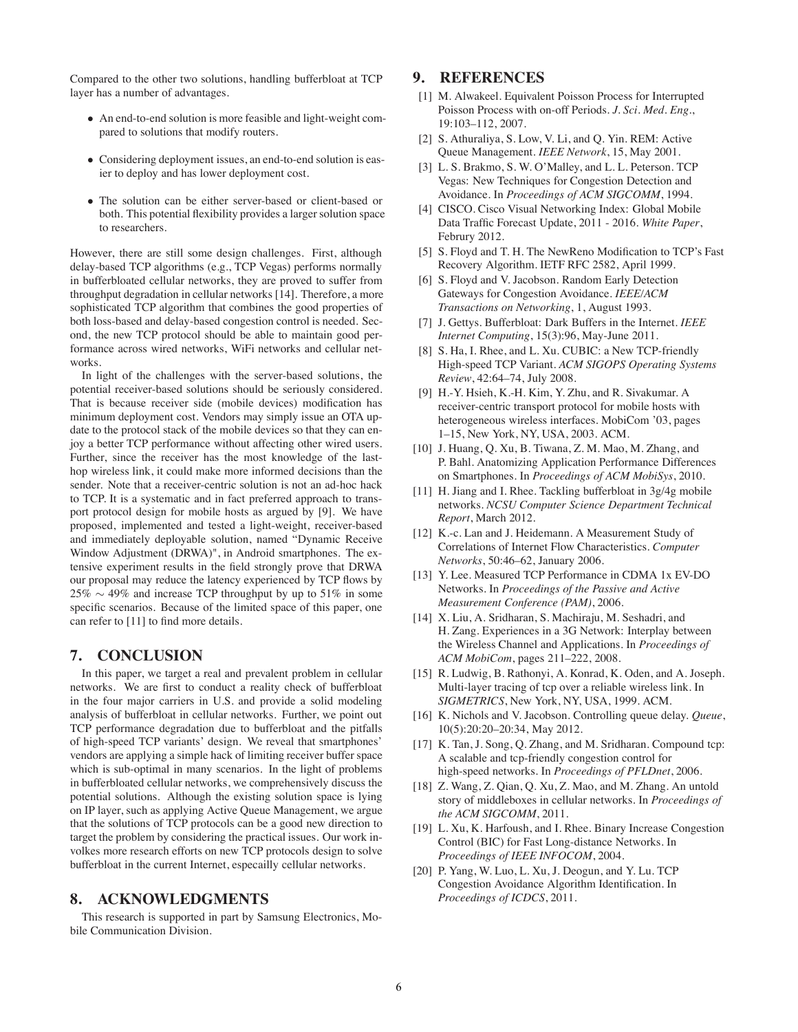Compared to the other two solutions, handling bufferbloat at TCP layer has a number of advantages.

- An end-to-end solution is more feasible and light-weight compared to solutions that modify routers.
- Considering deployment issues, an end-to-end solution is easier to deploy and has lower deployment cost.
- The solution can be either server-based or client-based or both. This potential flexibility provides a larger solution space to researchers.

However, there are still some design challenges. First, although delay-based TCP algorithms (e.g., TCP Vegas) performs normally in bufferbloated cellular networks, they are proved to suffer from throughput degradation in cellular networks [14]. Therefore, a more sophisticated TCP algorithm that combines the good properties of both loss-based and delay-based congestion control is needed. Second, the new TCP protocol should be able to maintain good performance across wired networks, WiFi networks and cellular networks.

In light of the challenges with the server-based solutions, the potential receiver-based solutions should be seriously considered. That is because receiver side (mobile devices) modification has minimum deployment cost. Vendors may simply issue an OTA update to the protocol stack of the mobile devices so that they can enjoy a better TCP performance without affecting other wired users. Further, since the receiver has the most knowledge of the last-hop wireless link, it could make more informed decisions than the sender. Note that a receiver-centric solution is not an ad-hoc hack to TCP. It is a systematic and in fact preferred approach to transport protocol design for mobile hosts as argued by [9]. We have proposed, implemented and tested a light-weight, receiver-based and immediately deployable solution, named "Dynamic Receive Window Adjustment (DRWA)", in Android smartphones. The extensive experiment results in the field strongly prove that DRWA our proposal may reduce the latency experienced by TCP flows by $25\% \sim 49\%$ and increase TCP throughput by up to 51% in some specific scenarios. Because of the limited space of this paper, one can refer to [11] to find more details.

## 7. CONCLUSION

In this paper, we target a real and prevalent problem in cellular networks. We are first to conduct a reality check of bufferbloat in the four major carriers in U.S. and provide a solid modeling analysis of bufferbloat in cellular networks. Further, we point out TCP performance degradation due to bufferbloat and the pitfalls of high-speed TCP variants' design. We reveal that smartphones' vendors are applying a simple hack of limiting receiver buffer space which is sub-optimal in many scenarios. In the light of problems in bufferbloated cellular networks, we comprehensively discuss the potential solutions. Although the existing solution space is lying on IP layer, such as applying Active Queue Management, we argue that the solutions of TCP protocols can be a good new direction to target the problem by considering the practical issues. Our work involkes more research efforts on new TCP protocols design to solve bufferbloat in the current Internet, especailly cellular networks.

## 8. ACKNOWLEDGMENTS

This research is supported in part by Samsung Electronics, Mobile Communication Division.

## 9. REFERENCES

[1] M. Alwakeel. Equivalent Poisson Process for Interrupted Poisson Process with on-off Periods. *J. Sci. Med. Eng.*, 19:103–112, 2007.

[2] S. Athuraliya, S. Low, V. Li, and Q. Yin. REM: Active Queue Management. *IEEE Network*, 15, May 2001.

[3] L. S. Brakmo, S. W. O'Malley, and L. L. Peterson. TCP Vegas: New Techniques for Congestion Detection and Avoidance. In *Proceedings of ACM SIGCOMM*, 1994.

[4] CISCO. Cisco Visual Networking Index: Global Mobile Data Traffic Forecast Update, 2011 - 2016. *White Paper*, Februry 2012.

[5] S. Floyd and T. H. The NewReno Modification to TCP's Fast Recovery Algorithm. IETF RFC 2582, April 1999.

[6] S. Floyd and V. Jacobson. Random Early Detection Gateways for Congestion Avoidance. *IEEE/ACM Transactions on Networking*, 1, August 1993.

[7] J. Gettys. Bufferbloat: Dark Buffers in the Internet. *IEEE Internet Computing*, 15(3):96, May-June 2011.

[8] S. Ha, I. Rhee, and L. Xu. CUBIC: a New TCP-friendly High-speed TCP Variant. *ACM SIGOPS Operating Systems Review*, 42:64–74, July 2008.

[9] H.-Y. Hsieh, K.-H. Kim, Y. Zhu, and R. Sivakumar. A receiver-centric transport protocol for mobile hosts with heterogeneous wireless interfaces. MobiCom '03, pages 1–15, New York, NY, USA, 2003. ACM.

[10] J. Huang, Q. Xu, B. Tiwana, Z. M. Mao, M. Zhang, and P. Bahl. Anatomizing Application Performance Differences on Smartphones. In *Proceedings of ACM MobiSys*, 2010.

[11] H. Jiang and I. Rhee. Tackling bufferbloat in 3g/4g mobile networks. *NCSU Computer Science Department Technical Report*, March 2012.

[12] K.-c. Lan and J. Heidemann. A Measurement Study of Correlations of Internet Flow Characteristics. *Computer Networks*, 50:46–62, January 2006.

[13] Y. Lee. Measured TCP Performance in CDMA 1x EV-DO Networks. In *Proceedings of the Passive and Active Measurement Conference (PAM)*, 2006.

[14] X. Liu, A. Sridharan, S. Machiraju, M. Seshadri, and H. Zang. Experiences in a 3G Network: Interplay between the Wireless Channel and Applications. In *Proceedings of ACM MobiCom*, pages 211–222, 2008.

[15] R. Ludwig, B. Rathonyi, A. Konrad, K. Oden, and A. Joseph. Multi-layer tracing of tcp over a reliable wireless link. In *SIGMETRICS*, New York, NY, USA, 1999. ACM.

[16] K. Nichols and V. Jacobson. Controlling queue delay. *Queue*, 10(5):20:20–20:34, May 2012.

[17] K. Tan, J. Song, Q. Zhang, and M. Sridharan. Compound tcp: A scalable and tcp-friendly congestion control for high-speed networks. In *Proceedings of PFLDnet*, 2006.

[18] Z. Wang, Z. Qian, Q. Xu, Z. Mao, and M. Zhang. An untold story of middleboxes in cellular networks. In *Proceedings of the ACM SIGCOMM*, 2011.

[19] L. Xu, K. Harfoush, and I. Rhee. Binary Increase Congestion Control (BIC) for Fast Long-distance Networks. In *Proceedings of IEEE INFOCOM*, 2004.

[20] P. Yang, W. Luo, L. Xu, J. Deogun, and Y. Lu. TCP Congestion Avoidance Algorithm Identification. In *Proceedings of ICDCS*, 2011.